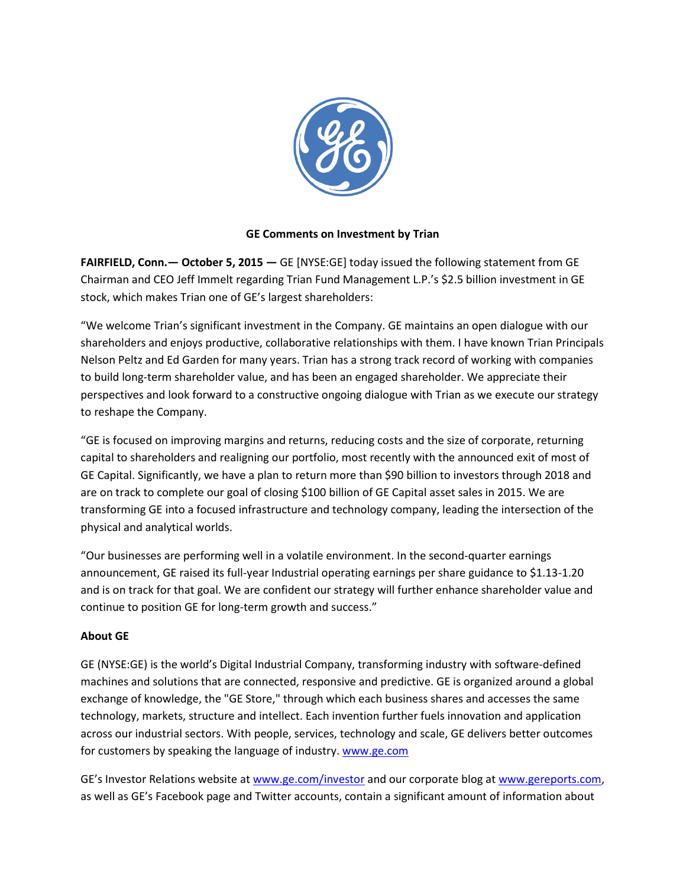# GE Comments on Investment by Trian

**FAIRFIELD, Conn.— October 5, 2015 —** GE [NYSE:GE] today issued the following statement from GE Chairman and CEO Jeff Immelt regarding Trian Fund Management L.P.'s $2.5 billion investment in GE stock, which makes Trian one of GE's largest shareholders:

"We welcome Trian's significant investment in the Company. GE maintains an open dialogue with our shareholders and enjoys productive, collaborative relationships with them. I have known Trian Principals Nelson Peltz and Ed Garden for many years. Trian has a strong track record of working with companies to build long-term shareholder value, and has been an engaged shareholder. We appreciate their perspectives and look forward to a constructive ongoing dialogue with Trian as we execute our strategy to reshape the Company.

"GE is focused on improving margins and returns, reducing costs and the size of corporate, returning capital to shareholders and realigning our portfolio, most recently with the announced exit of most of GE Capital. Significantly, we have a plan to return more than $90 billion to investors through 2018 and are on track to complete our goal of closing $100 billion of GE Capital asset sales in 2015. We are transforming GE into a focused infrastructure and technology company, leading the intersection of the physical and analytical worlds.

"Our businesses are performing well in a volatile environment. In the second-quarter earnings announcement, GE raised its full-year Industrial operating earnings per share guidance to $1.13-1.20 and is on track for that goal. We are confident our strategy will further enhance shareholder value and continue to position GE for long-term growth and success."

**About GE**

GE (NYSE:GE) is the world's Digital Industrial Company, transforming industry with software-defined machines and solutions that are connected, responsive and predictive. GE is organized around a global exchange of knowledge, the "GE Store," through which each business shares and accesses the same technology, markets, structure and intellect. Each invention further fuels innovation and application across our industrial sectors. With people, services, technology and scale, GE delivers better outcomes for customers by speaking the language of industry. www.ge.com

GE's Investor Relations website at www.ge.com/investor and our corporate blog at www.gereports.com, as well as GE's Facebook page and Twitter accounts, contain a significant amount of information about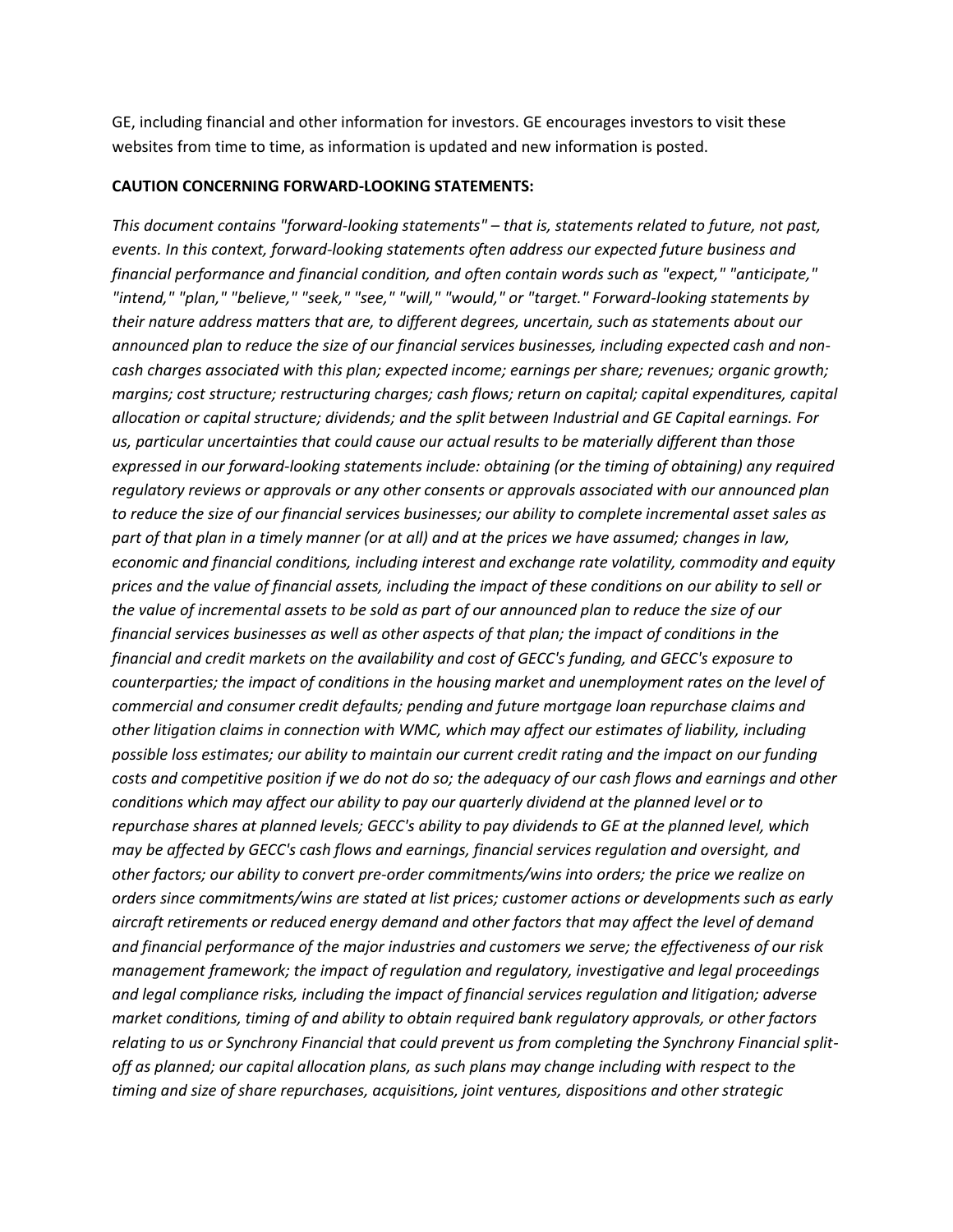GE, including financial and other information for investors. GE encourages investors to visit these websites from time to time, as information is updated and new information is posted.

**CAUTION CONCERNING FORWARD-LOOKING STATEMENTS:**

*This document contains "forward-looking statements" – that is, statements related to future, not past, events. In this context, forward-looking statements often address our expected future business and financial performance and financial condition, and often contain words such as "expect," "anticipate," "intend," "plan," "believe," "seek," "see," "will," "would," or "target." Forward-looking statements by their nature address matters that are, to different degrees, uncertain, such as statements about our announced plan to reduce the size of our financial services businesses, including expected cash and non-cash charges associated with this plan; expected income; earnings per share; revenues; organic growth; margins; cost structure; restructuring charges; cash flows; return on capital; capital expenditures, capital allocation or capital structure; dividends; and the split between Industrial and GE Capital earnings. For us, particular uncertainties that could cause our actual results to be materially different than those expressed in our forward-looking statements include: obtaining (or the timing of obtaining) any required regulatory reviews or approvals or any other consents or approvals associated with our announced plan to reduce the size of our financial services businesses; our ability to complete incremental asset sales as part of that plan in a timely manner (or at all) and at the prices we have assumed; changes in law, economic and financial conditions, including interest and exchange rate volatility, commodity and equity prices and the value of financial assets, including the impact of these conditions on our ability to sell or the value of incremental assets to be sold as part of our announced plan to reduce the size of our financial services businesses as well as other aspects of that plan; the impact of conditions in the financial and credit markets on the availability and cost of GECC's funding, and GECC's exposure to counterparties; the impact of conditions in the housing market and unemployment rates on the level of commercial and consumer credit defaults; pending and future mortgage loan repurchase claims and other litigation claims in connection with WMC, which may affect our estimates of liability, including possible loss estimates; our ability to maintain our current credit rating and the impact on our funding costs and competitive position if we do not do so; the adequacy of our cash flows and earnings and other conditions which may affect our ability to pay our quarterly dividend at the planned level or to repurchase shares at planned levels; GECC's ability to pay dividends to GE at the planned level, which may be affected by GECC's cash flows and earnings, financial services regulation and oversight, and other factors; our ability to convert pre-order commitments/wins into orders; the price we realize on orders since commitments/wins are stated at list prices; customer actions or developments such as early aircraft retirements or reduced energy demand and other factors that may affect the level of demand and financial performance of the major industries and customers we serve; the effectiveness of our risk management framework; the impact of regulation and regulatory, investigative and legal proceedings and legal compliance risks, including the impact of financial services regulation and litigation; adverse market conditions, timing of and ability to obtain required bank regulatory approvals, or other factors relating to us or Synchrony Financial that could prevent us from completing the Synchrony Financial split-off as planned; our capital allocation plans, as such plans may change including with respect to the timing and size of share repurchases, acquisitions, joint ventures, dispositions and other strategic*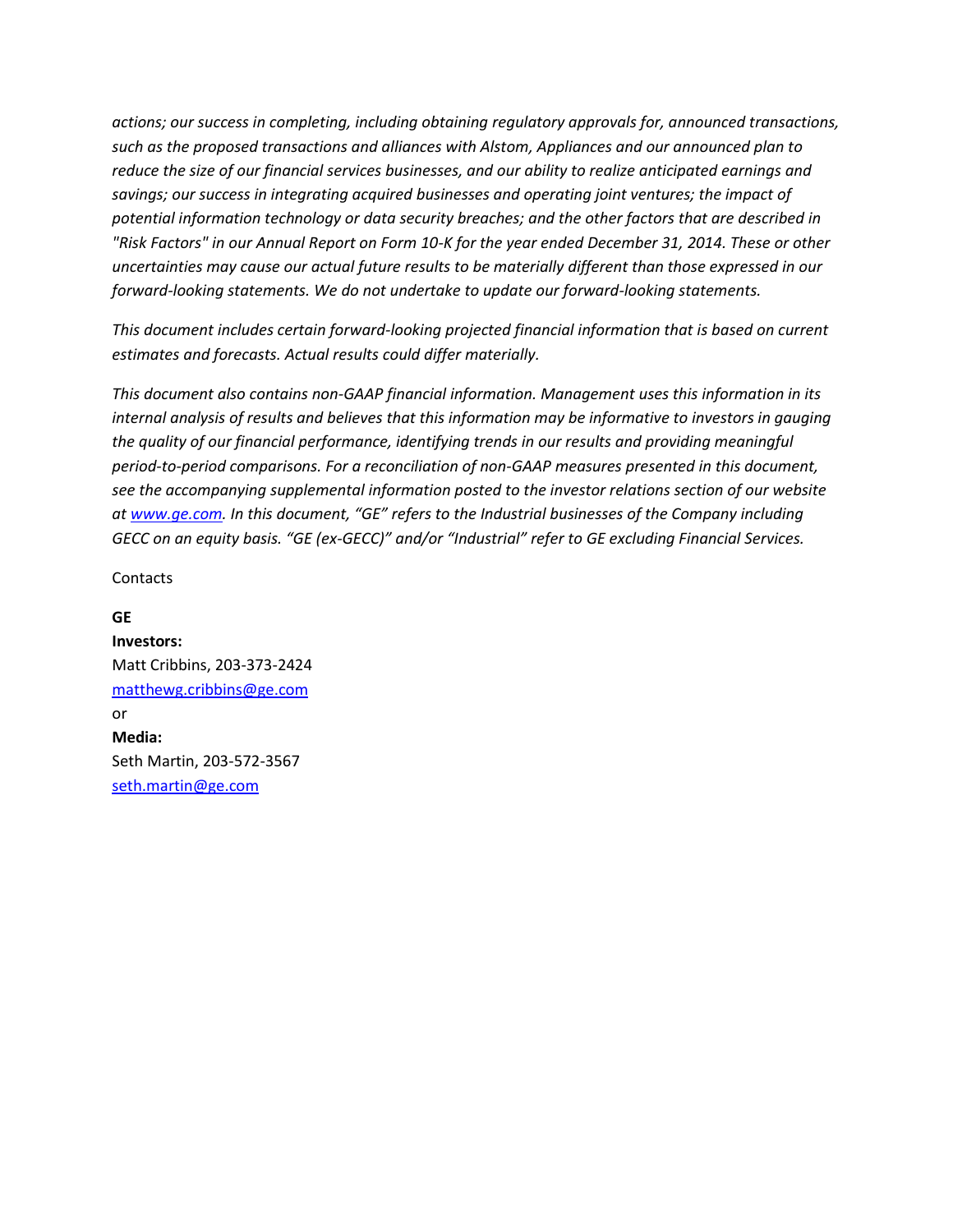*actions; our success in completing, including obtaining regulatory approvals for, announced transactions, such as the proposed transactions and alliances with Alstom, Appliances and our announced plan to reduce the size of our financial services businesses, and our ability to realize anticipated earnings and savings; our success in integrating acquired businesses and operating joint ventures; the impact of potential information technology or data security breaches; and the other factors that are described in "Risk Factors" in our Annual Report on Form 10-K for the year ended December 31, 2014. These or other uncertainties may cause our actual future results to be materially different than those expressed in our forward-looking statements. We do not undertake to update our forward-looking statements.*

*This document includes certain forward-looking projected financial information that is based on current estimates and forecasts. Actual results could differ materially.*

*This document also contains non-GAAP financial information. Management uses this information in its internal analysis of results and believes that this information may be informative to investors in gauging the quality of our financial performance, identifying trends in our results and providing meaningful period-to-period comparisons. For a reconciliation of non-GAAP measures presented in this document, see the accompanying supplemental information posted to the investor relations section of our website at [www.ge.com](http://www.ge.com). In this document, "GE" refers to the Industrial businesses of the Company including GECC on an equity basis. "GE (ex-GECC)" and/or "Industrial" refer to GE excluding Financial Services.*

Contacts

**GE**
**Investors:**
Matt Cribbins, 203-373-2424
[matthewg.cribbins@ge.com](mailto:matthewg.cribbins@ge.com)
or
**Media:**
Seth Martin, 203-572-3567
[seth.martin@ge.com](mailto:seth.martin@ge.com)